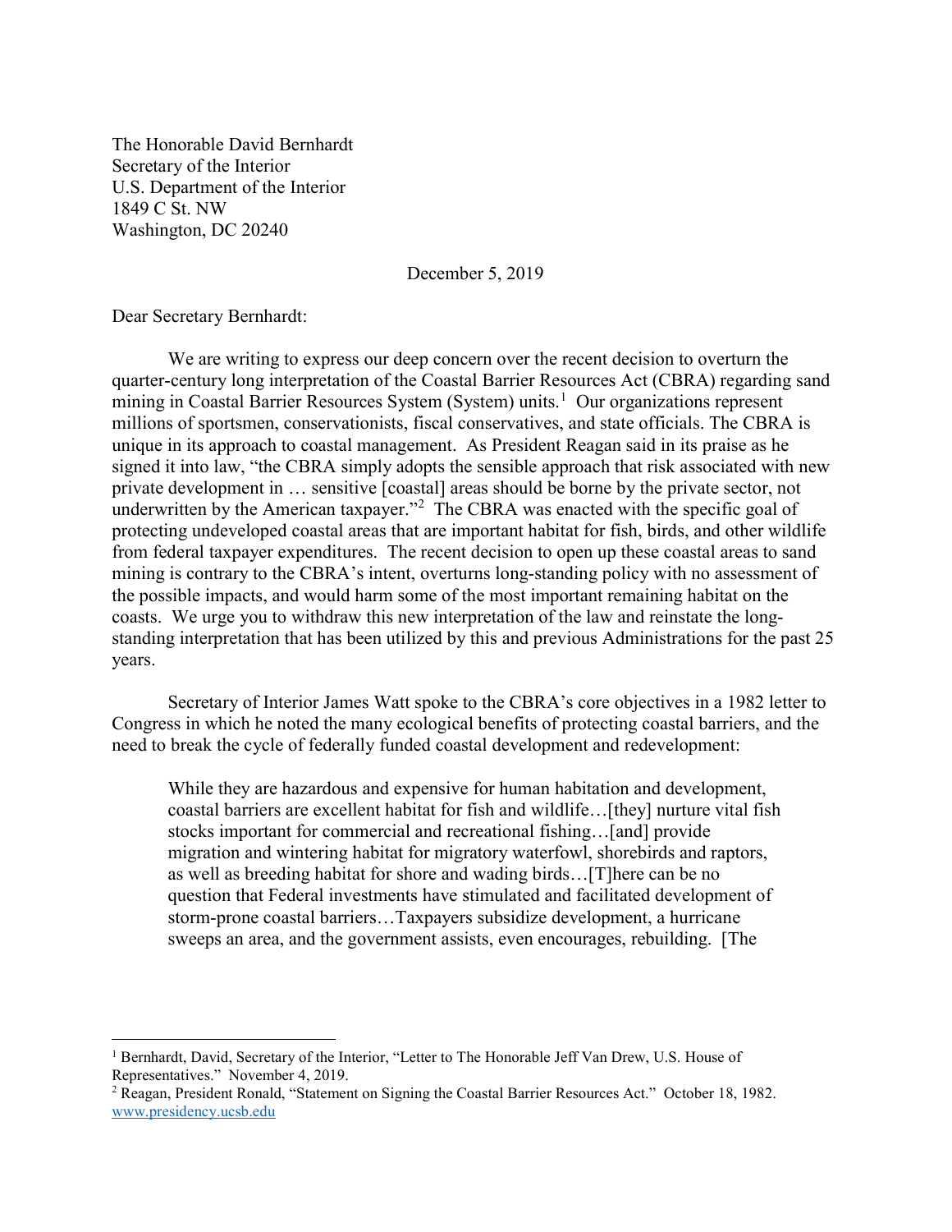The Honorable David Bernhardt
Secretary of the Interior
U.S. Department of the Interior
1849 C St. NW
Washington, DC 20240

December 5, 2019

Dear Secretary Bernhardt:

We are writing to express our deep concern over the recent decision to overturn the quarter-century long interpretation of the Coastal Barrier Resources Act (CBRA) regarding sand mining in Coastal Barrier Resources System (System) units.[1] Our organizations represent millions of sportsmen, conservationists, fiscal conservatives, and state officials. The CBRA is unique in its approach to coastal management. As President Reagan said in its praise as he signed it into law, "the CBRA simply adopts the sensible approach that risk associated with new private development in … sensitive [coastal] areas should be borne by the private sector, not underwritten by the American taxpayer."[2] The CBRA was enacted with the specific goal of protecting undeveloped coastal areas that are important habitat for fish, birds, and other wildlife from federal taxpayer expenditures. The recent decision to open up these coastal areas to sand mining is contrary to the CBRA's intent, overturns long-standing policy with no assessment of the possible impacts, and would harm some of the most important remaining habitat on the coasts. We urge you to withdraw this new interpretation of the law and reinstate the long-standing interpretation that has been utilized by this and previous Administrations for the past 25 years.

Secretary of Interior James Watt spoke to the CBRA's core objectives in a 1982 letter to Congress in which he noted the many ecological benefits of protecting coastal barriers, and the need to break the cycle of federally funded coastal development and redevelopment:

> While they are hazardous and expensive for human habitation and development, coastal barriers are excellent habitat for fish and wildlife…[they] nurture vital fish stocks important for commercial and recreational fishing…[and] provide migration and wintering habitat for migratory waterfowl, shorebirds and raptors, as well as breeding habitat for shore and wading birds…[T]here can be no question that Federal investments have stimulated and facilitated development of storm-prone coastal barriers…Taxpayers subsidize development, a hurricane sweeps an area, and the government assists, even encourages, rebuilding. [The

---

[1] Bernhardt, David, Secretary of the Interior, "Letter to The Honorable Jeff Van Drew, U.S. House of Representatives." November 4, 2019.

[2] Reagan, President Ronald, "Statement on Signing the Coastal Barrier Resources Act." October 18, 1982. www.presidency.ucsb.edu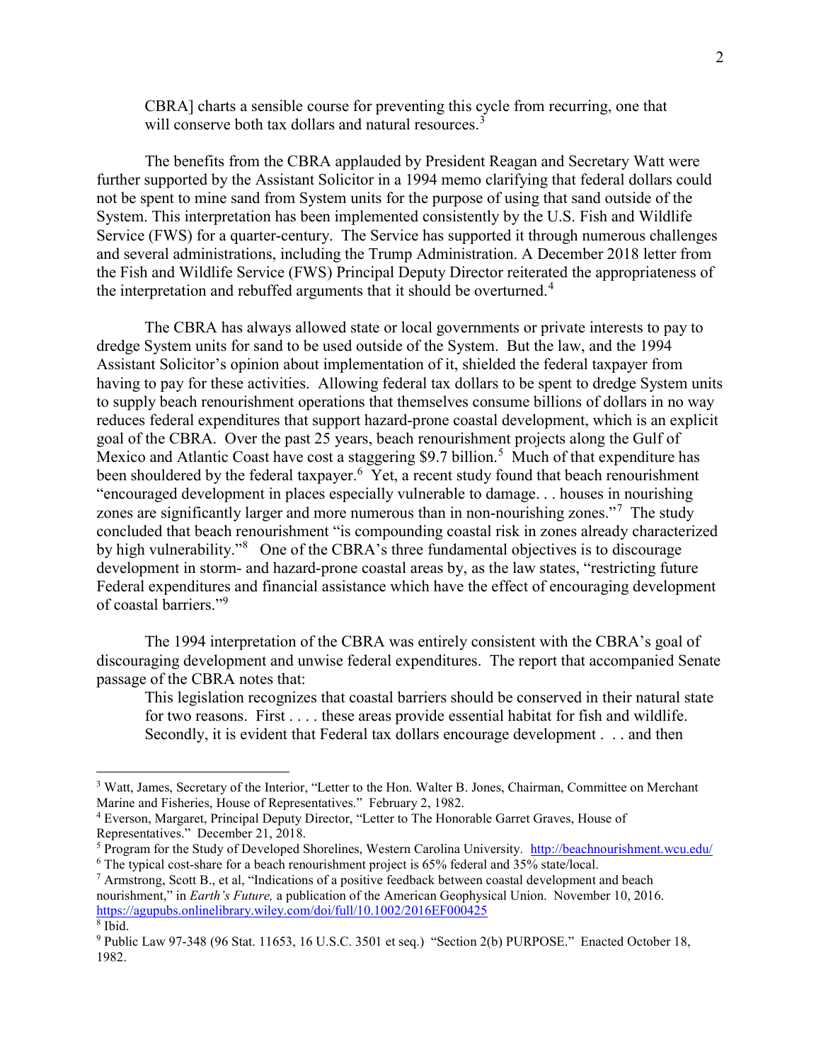> CBRA] charts a sensible course for preventing this cycle from recurring, one that will conserve both tax dollars and natural resources.[3]

The benefits from the CBRA applauded by President Reagan and Secretary Watt were further supported by the Assistant Solicitor in a 1994 memo clarifying that federal dollars could not be spent to mine sand from System units for the purpose of using that sand outside of the System. This interpretation has been implemented consistently by the U.S. Fish and Wildlife Service (FWS) for a quarter-century. The Service has supported it through numerous challenges and several administrations, including the Trump Administration. A December 2018 letter from the Fish and Wildlife Service (FWS) Principal Deputy Director reiterated the appropriateness of the interpretation and rebuffed arguments that it should be overturned.[4]

The CBRA has always allowed state or local governments or private interests to pay to dredge System units for sand to be used outside of the System. But the law, and the 1994 Assistant Solicitor's opinion about implementation of it, shielded the federal taxpayer from having to pay for these activities. Allowing federal tax dollars to be spent to dredge System units to supply beach renourishment operations that themselves consume billions of dollars in no way reduces federal expenditures that support hazard-prone coastal development, which is an explicit goal of the CBRA. Over the past 25 years, beach renourishment projects along the Gulf of Mexico and Atlantic Coast have cost a staggering $9.7 billion.[5] Much of that expenditure has been shouldered by the federal taxpayer.[6] Yet, a recent study found that beach renourishment "encouraged development in places especially vulnerable to damage. . . houses in nourishing zones are significantly larger and more numerous than in non-nourishing zones."[7] The study concluded that beach renourishment "is compounding coastal risk in zones already characterized by high vulnerability."[8] One of the CBRA's three fundamental objectives is to discourage development in storm- and hazard-prone coastal areas by, as the law states, "restricting future Federal expenditures and financial assistance which have the effect of encouraging development of coastal barriers."[9]

The 1994 interpretation of the CBRA was entirely consistent with the CBRA's goal of discouraging development and unwise federal expenditures. The report that accompanied Senate passage of the CBRA notes that:

> This legislation recognizes that coastal barriers should be conserved in their natural state for two reasons. First . . . . these areas provide essential habitat for fish and wildlife. Secondly, it is evident that Federal tax dollars encourage development . . . and then

---

[3] Watt, James, Secretary of the Interior, "Letter to the Hon. Walter B. Jones, Chairman, Committee on Merchant Marine and Fisheries, House of Representatives." February 2, 1982.

[4] Everson, Margaret, Principal Deputy Director, "Letter to The Honorable Garret Graves, House of Representatives." December 21, 2018.

[5] Program for the Study of Developed Shorelines, Western Carolina University. http://beachnourishment.wcu.edu/

[6] The typical cost-share for a beach renourishment project is 65% federal and 35% state/local.

[7] Armstrong, Scott B., et al, "Indications of a positive feedback between coastal development and beach nourishment," in *Earth's Future,* a publication of the American Geophysical Union. November 10, 2016. https://agupubs.onlinelibrary.wiley.com/doi/full/10.1002/2016EF000425

[8] Ibid.

[9] Public Law 97-348 (96 Stat. 11653, 16 U.S.C. 3501 et seq.) "Section 2(b) PURPOSE." Enacted October 18, 1982.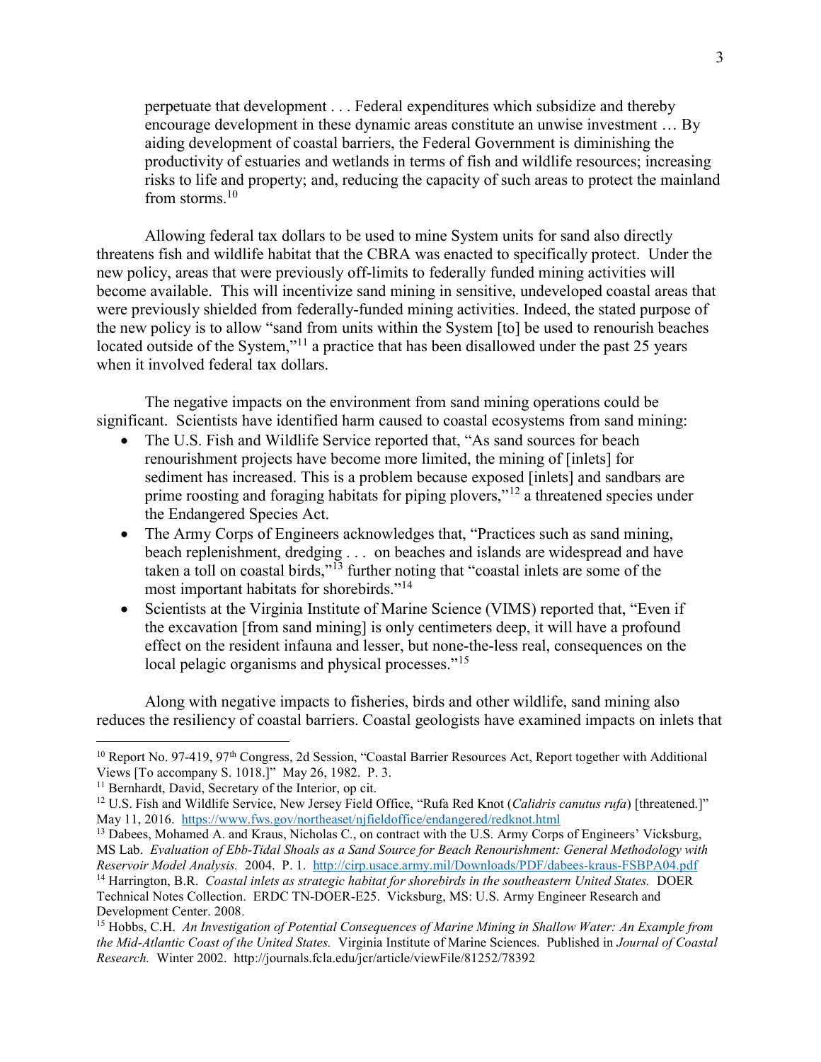> perpetuate that development . . . Federal expenditures which subsidize and thereby encourage development in these dynamic areas constitute an unwise investment … By aiding development of coastal barriers, the Federal Government is diminishing the productivity of estuaries and wetlands in terms of fish and wildlife resources; increasing risks to life and property; and, reducing the capacity of such areas to protect the mainland from storms.[10]

Allowing federal tax dollars to be used to mine System units for sand also directly threatens fish and wildlife habitat that the CBRA was enacted to specifically protect. Under the new policy, areas that were previously off-limits to federally funded mining activities will become available. This will incentivize sand mining in sensitive, undeveloped coastal areas that were previously shielded from federally-funded mining activities. Indeed, the stated purpose of the new policy is to allow "sand from units within the System [to] be used to renourish beaches located outside of the System,"[11] a practice that has been disallowed under the past 25 years when it involved federal tax dollars.

The negative impacts on the environment from sand mining operations could be significant. Scientists have identified harm caused to coastal ecosystems from sand mining:

- The U.S. Fish and Wildlife Service reported that, "As sand sources for beach renourishment projects have become more limited, the mining of [inlets] for sediment has increased. This is a problem because exposed [inlets] and sandbars are prime roosting and foraging habitats for piping plovers,"[12] a threatened species under the Endangered Species Act.
- The Army Corps of Engineers acknowledges that, "Practices such as sand mining, beach replenishment, dredging . . . on beaches and islands are widespread and have taken a toll on coastal birds,"[13] further noting that "coastal inlets are some of the most important habitats for shorebirds."[14]
- Scientists at the Virginia Institute of Marine Science (VIMS) reported that, "Even if the excavation [from sand mining] is only centimeters deep, it will have a profound effect on the resident infauna and lesser, but none-the-less real, consequences on the local pelagic organisms and physical processes."[15]

Along with negative impacts to fisheries, birds and other wildlife, sand mining also reduces the resiliency of coastal barriers. Coastal geologists have examined impacts on inlets that

---

[10] Report No. 97-419, 97th Congress, 2d Session, "Coastal Barrier Resources Act, Report together with Additional Views [To accompany S. 1018.]" May 26, 1982. P. 3.

[11] Bernhardt, David, Secretary of the Interior, op cit.

[12] U.S. Fish and Wildlife Service, New Jersey Field Office, "Rufa Red Knot (*Calidris canutus rufa*) [threatened.]" May 11, 2016. https://www.fws.gov/northeaset/njfieldoffice/endangered/redknot.html

[13] Dabees, Mohamed A. and Kraus, Nicholas C., on contract with the U.S. Army Corps of Engineers' Vicksburg, MS Lab. *Evaluation of Ebb-Tidal Shoals as a Sand Source for Beach Renourishment: General Methodology with Reservoir Model Analysis.* 2004. P. 1. http://cirp.usace.army.mil/Downloads/PDF/dabees-kraus-FSBPA04.pdf

[14] Harrington, B.R. *Coastal inlets as strategic habitat for shorebirds in the southeastern United States.* DOER Technical Notes Collection. ERDC TN-DOER-E25. Vicksburg, MS: U.S. Army Engineer Research and Development Center. 2008.

[15] Hobbs, C.H. *An Investigation of Potential Consequences of Marine Mining in Shallow Water: An Example from the Mid-Atlantic Coast of the United States.* Virginia Institute of Marine Sciences. Published in *Journal of Coastal Research.* Winter 2002. http://journals.fcla.edu/jcr/article/viewFile/81252/78392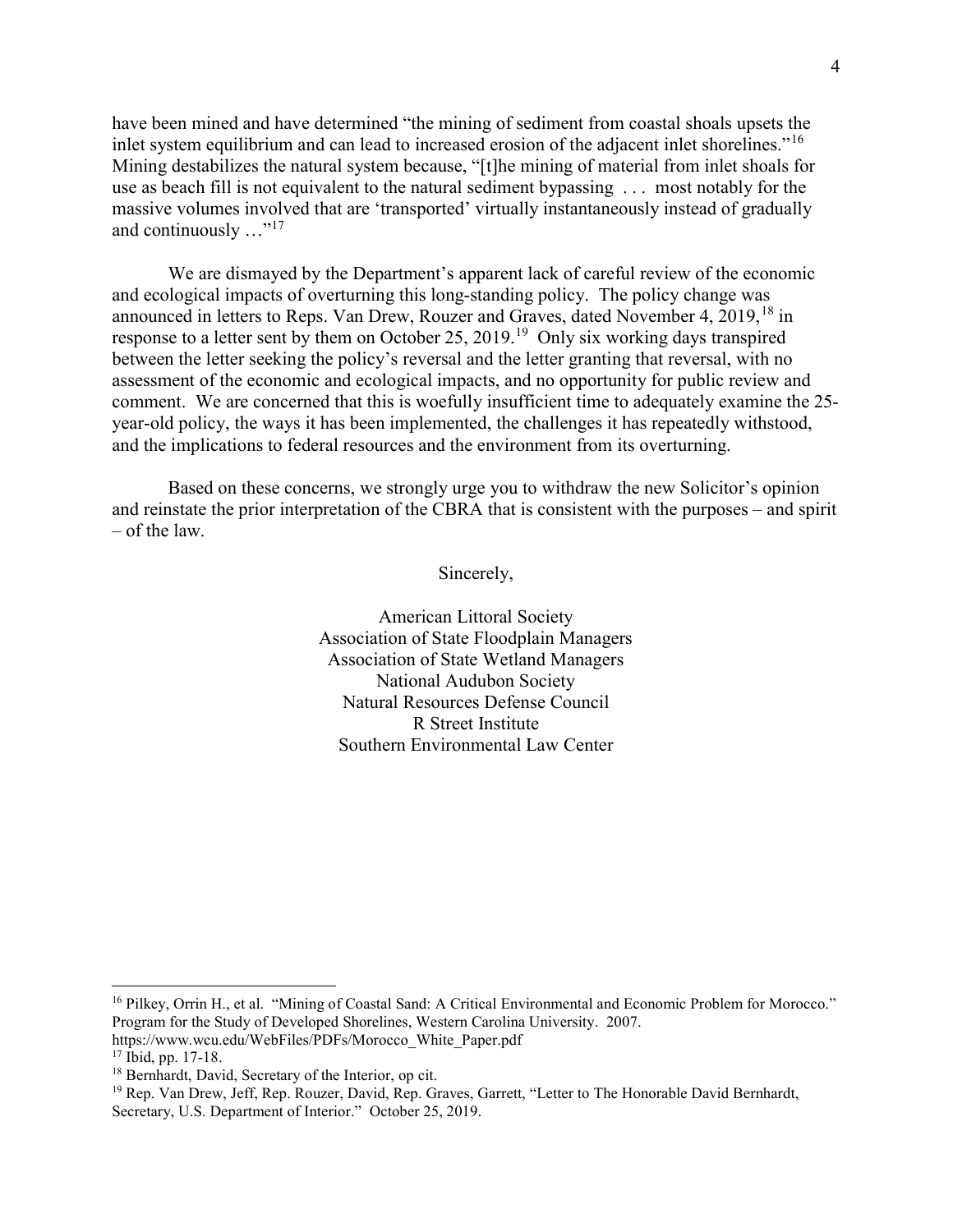have been mined and have determined "the mining of sediment from coastal shoals upsets the inlet system equilibrium and can lead to increased erosion of the adjacent inlet shorelines."[16] Mining destabilizes the natural system because, "[t]he mining of material from inlet shoals for use as beach fill is not equivalent to the natural sediment bypassing . . . most notably for the massive volumes involved that are 'transported' virtually instantaneously instead of gradually and continuously …"[17]

We are dismayed by the Department's apparent lack of careful review of the economic and ecological impacts of overturning this long-standing policy. The policy change was announced in letters to Reps. Van Drew, Rouzer and Graves, dated November 4, 2019,[18] in response to a letter sent by them on October 25, 2019.[19] Only six working days transpired between the letter seeking the policy's reversal and the letter granting that reversal, with no assessment of the economic and ecological impacts, and no opportunity for public review and comment. We are concerned that this is woefully insufficient time to adequately examine the 25-year-old policy, the ways it has been implemented, the challenges it has repeatedly withstood, and the implications to federal resources and the environment from its overturning.

Based on these concerns, we strongly urge you to withdraw the new Solicitor's opinion and reinstate the prior interpretation of the CBRA that is consistent with the purposes – and spirit – of the law.

Sincerely,

American Littoral Society
Association of State Floodplain Managers
Association of State Wetland Managers
National Audubon Society
Natural Resources Defense Council
R Street Institute
Southern Environmental Law Center

---

[16] Pilkey, Orrin H., et al. "Mining of Coastal Sand: A Critical Environmental and Economic Problem for Morocco." Program for the Study of Developed Shorelines, Western Carolina University. 2007. https://www.wcu.edu/WebFiles/PDFs/Morocco_White_Paper.pdf

[17] Ibid, pp. 17-18.

[18] Bernhardt, David, Secretary of the Interior, op cit.

[19] Rep. Van Drew, Jeff, Rep. Rouzer, David, Rep. Graves, Garrett, "Letter to The Honorable David Bernhardt, Secretary, U.S. Department of Interior." October 25, 2019.